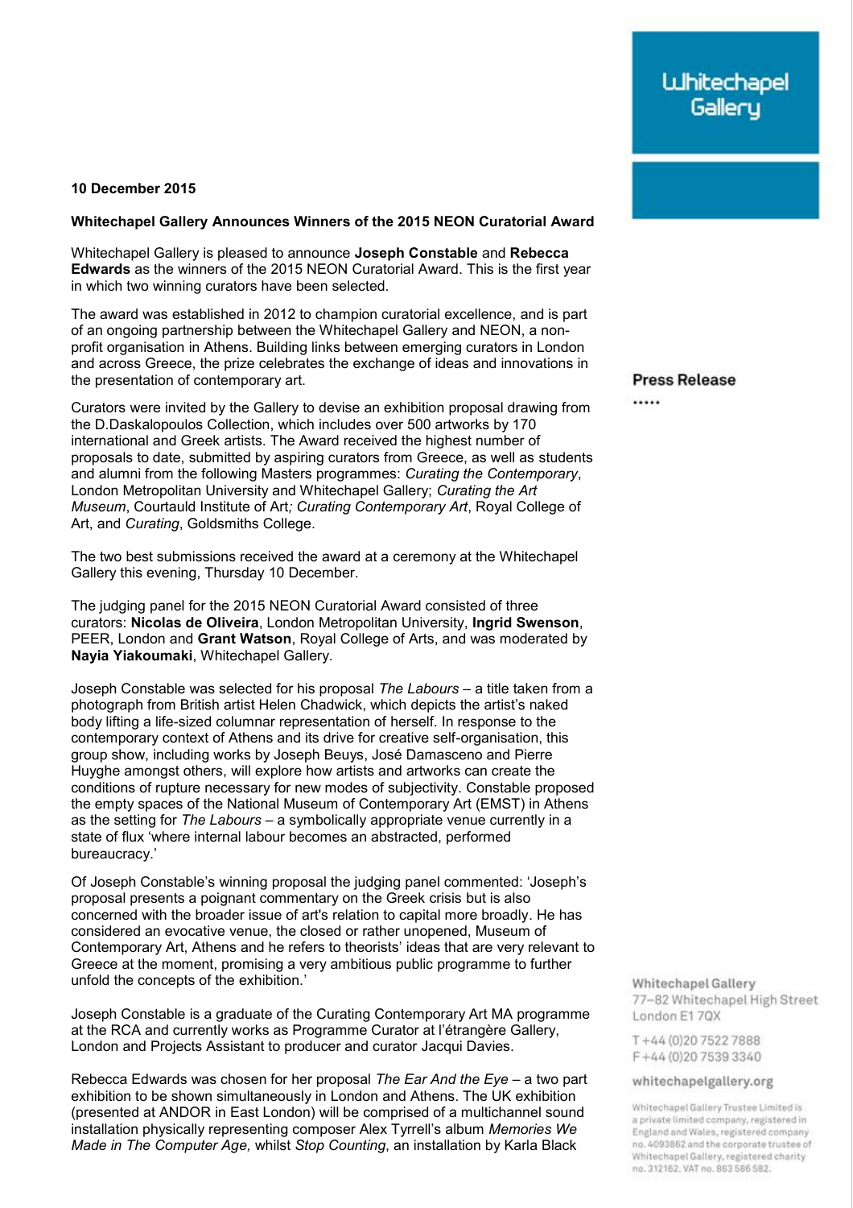Whitechapel Gallery

**10 December 2015**

**Whitechapel Gallery Announces Winners of the 2015 NEON Curatorial Award**

Press Release

Whitechapel Gallery is pleased to announce **Joseph Constable** and **Rebecca Edwards** as the winners of the 2015 NEON Curatorial Award. This is the first year in which two winning curators have been selected.

The award was established in 2012 to champion curatorial excellence, and is part of an ongoing partnership between the Whitechapel Gallery and NEON, a non-profit organisation in Athens. Building links between emerging curators in London and across Greece, the prize celebrates the exchange of ideas and innovations in the presentation of contemporary art.

Curators were invited by the Gallery to devise an exhibition proposal drawing from the D.Daskalopoulos Collection, which includes over 500 artworks by 170 international and Greek artists. The Award received the highest number of proposals to date, submitted by aspiring curators from Greece, as well as students and alumni from the following Masters programmes: *Curating the Contemporary*, London Metropolitan University and Whitechapel Gallery; *Curating the Art Museum*, Courtauld Institute of Art*; Curating Contemporary Art*, Royal College of Art, and *Curating*, Goldsmiths College.

The two best submissions received the award at a ceremony at the Whitechapel Gallery this evening, Thursday 10 December.

The judging panel for the 2015 NEON Curatorial Award consisted of three curators: **Nicolas de Oliveira**, London Metropolitan University, **Ingrid Swenson**, PEER, London and **Grant Watson**, Royal College of Arts, and was moderated by **Nayia Yiakoumaki**, Whitechapel Gallery.

Joseph Constable was selected for his proposal *The Labours* – a title taken from a photograph from British artist Helen Chadwick, which depicts the artist's naked body lifting a life-sized columnar representation of herself. In response to the contemporary context of Athens and its drive for creative self-organisation, this group show, including works by Joseph Beuys, José Damasceno and Pierre Huyghe amongst others, will explore how artists and artworks can create the conditions of rupture necessary for new modes of subjectivity. Constable proposed the empty spaces of the National Museum of Contemporary Art (EMST) in Athens as the setting for *The Labours* – a symbolically appropriate venue currently in a state of flux 'where internal labour becomes an abstracted, performed bureaucracy.'

Of Joseph Constable's winning proposal the judging panel commented: 'Joseph's proposal presents a poignant commentary on the Greek crisis but is also concerned with the broader issue of art's relation to capital more broadly. He has considered an evocative venue, the closed or rather unopened, Museum of Contemporary Art, Athens and he refers to theorists' ideas that are very relevant to Greece at the moment, promising a very ambitious public programme to further unfold the concepts of the exhibition.'

Joseph Constable is a graduate of the Curating Contemporary Art MA programme at the RCA and currently works as Programme Curator at l'étrangère Gallery, London and Projects Assistant to producer and curator Jacqui Davies.

Rebecca Edwards was chosen for her proposal *The Ear And the Eye* – a two part exhibition to be shown simultaneously in London and Athens. The UK exhibition (presented at ANDOR in East London) will be comprised of a multichannel sound installation physically representing composer Alex Tyrrell's album *Memories We Made in The Computer Age,* whilst *Stop Counting*, an installation by Karla Black

Whitechapel Gallery
77–82 Whitechapel High Street
London E1 7QX

T +44 (0)20 7522 7888
F +44 (0)20 7539 3340

whitechapelgallery.org

Whitechapel Gallery Trustee Limited is a private limited company, registered in England and Wales, registered company no. 4093862 and the corporate trustee of Whitechapel Gallery, registered charity no. 312162. VAT no. 863 586 582.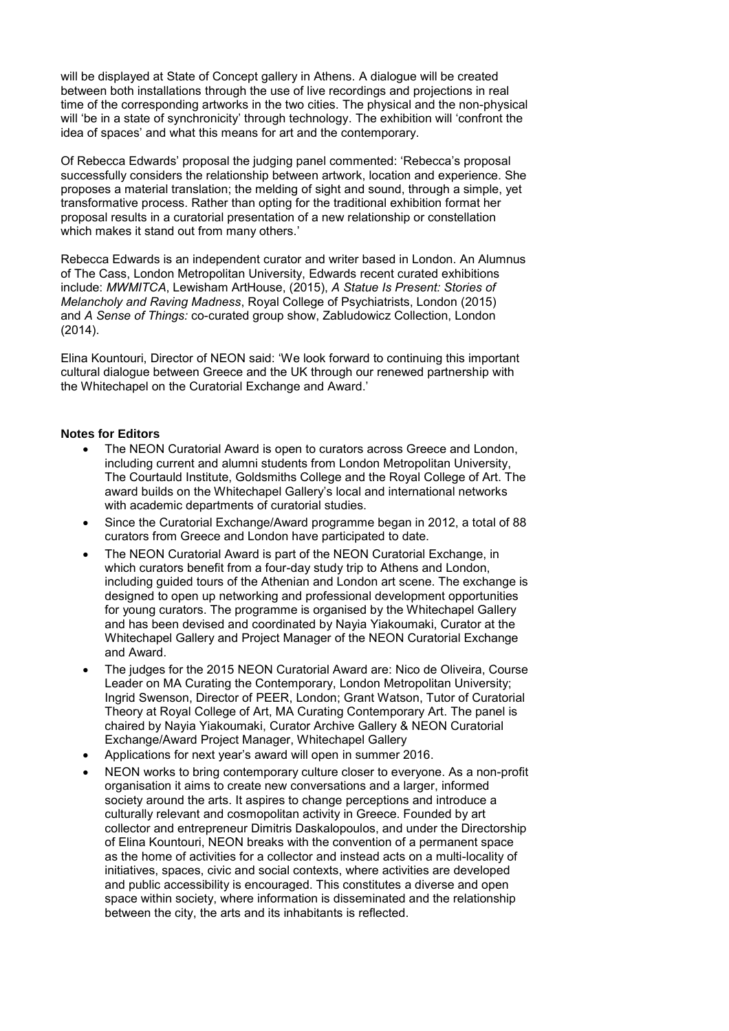will be displayed at State of Concept gallery in Athens. A dialogue will be created between both installations through the use of live recordings and projections in real time of the corresponding artworks in the two cities. The physical and the non-physical will 'be in a state of synchronicity' through technology. The exhibition will 'confront the idea of spaces' and what this means for art and the contemporary.

Of Rebecca Edwards' proposal the judging panel commented: 'Rebecca's proposal successfully considers the relationship between artwork, location and experience. She proposes a material translation; the melding of sight and sound, through a simple, yet transformative process. Rather than opting for the traditional exhibition format her proposal results in a curatorial presentation of a new relationship or constellation which makes it stand out from many others.'

Rebecca Edwards is an independent curator and writer based in London. An Alumnus of The Cass, London Metropolitan University, Edwards recent curated exhibitions include: *MWMITCA*, Lewisham ArtHouse, (2015), *A Statue Is Present: Stories of Melancholy and Raving Madness*, Royal College of Psychiatrists, London (2015) and *A Sense of Things:* co-curated group show, Zabludowicz Collection, London (2014).

Elina Kountouri, Director of NEON said: 'We look forward to continuing this important cultural dialogue between Greece and the UK through our renewed partnership with the Whitechapel on the Curatorial Exchange and Award.'

**Notes for Editors**

- The NEON Curatorial Award is open to curators across Greece and London, including current and alumni students from London Metropolitan University, The Courtauld Institute, Goldsmiths College and the Royal College of Art. The award builds on the Whitechapel Gallery's local and international networks with academic departments of curatorial studies.
- Since the Curatorial Exchange/Award programme began in 2012, a total of 88 curators from Greece and London have participated to date.
- The NEON Curatorial Award is part of the NEON Curatorial Exchange, in which curators benefit from a four-day study trip to Athens and London, including guided tours of the Athenian and London art scene. The exchange is designed to open up networking and professional development opportunities for young curators. The programme is organised by the Whitechapel Gallery and has been devised and coordinated by Nayia Yiakoumaki, Curator at the Whitechapel Gallery and Project Manager of the NEON Curatorial Exchange and Award.
- The judges for the 2015 NEON Curatorial Award are: Nico de Oliveira, Course Leader on MA Curating the Contemporary, London Metropolitan University; Ingrid Swenson, Director of PEER, London; Grant Watson, Tutor of Curatorial Theory at Royal College of Art, MA Curating Contemporary Art. The panel is chaired by Nayia Yiakoumaki, Curator Archive Gallery & NEON Curatorial Exchange/Award Project Manager, Whitechapel Gallery
- Applications for next year's award will open in summer 2016.
- NEON works to bring contemporary culture closer to everyone. As a non-profit organisation it aims to create new conversations and a larger, informed society around the arts. It aspires to change perceptions and introduce a culturally relevant and cosmopolitan activity in Greece. Founded by art collector and entrepreneur Dimitris Daskalopoulos, and under the Directorship of Elina Kountouri, NEON breaks with the convention of a permanent space as the home of activities for a collector and instead acts on a multi-locality of initiatives, spaces, civic and social contexts, where activities are developed and public accessibility is encouraged. This constitutes a diverse and open space within society, where information is disseminated and the relationship between the city, the arts and its inhabitants is reflected.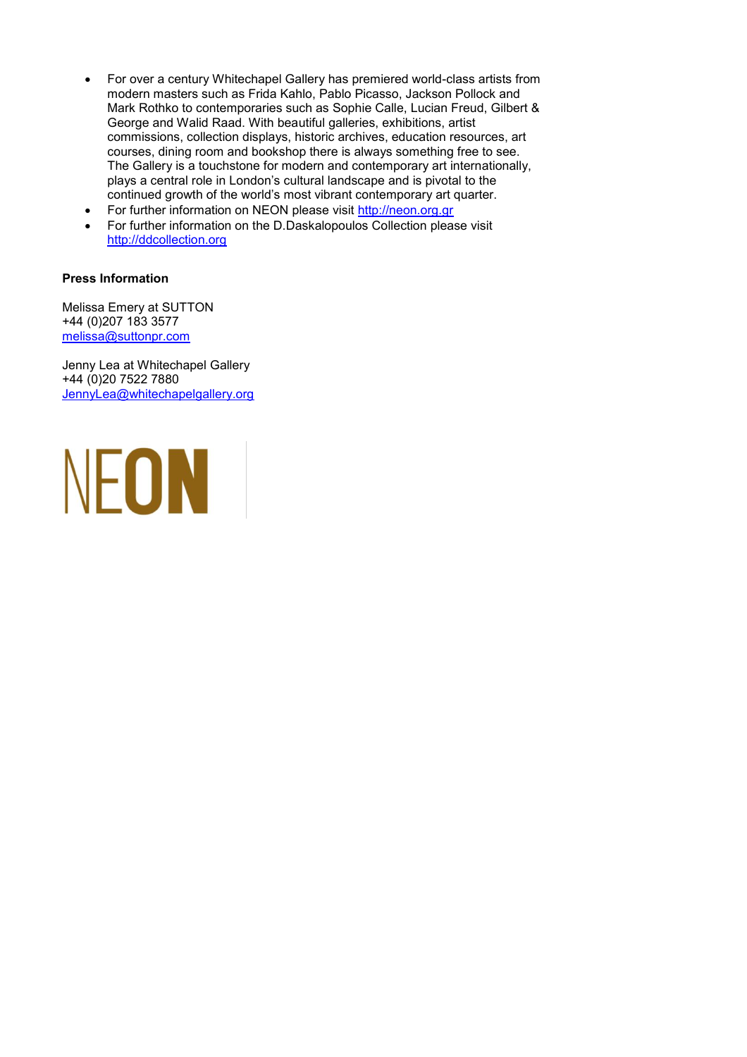- For over a century Whitechapel Gallery has premiered world-class artists from modern masters such as Frida Kahlo, Pablo Picasso, Jackson Pollock and Mark Rothko to contemporaries such as Sophie Calle, Lucian Freud, Gilbert & George and Walid Raad. With beautiful galleries, exhibitions, artist commissions, collection displays, historic archives, education resources, art courses, dining room and bookshop there is always something free to see. The Gallery is a touchstone for modern and contemporary art internationally, plays a central role in London's cultural landscape and is pivotal to the continued growth of the world's most vibrant contemporary art quarter.
- For further information on NEON please visit http://neon.org.gr
- For further information on the D.Daskalopoulos Collection please visit http://ddcollection.org

**Press Information**

Melissa Emery at SUTTON
+44 (0)207 183 3577
melissa@suttonpr.com

Jenny Lea at Whitechapel Gallery
+44 (0)20 7522 7880
JennyLea@whitechapelgallery.org

NEON